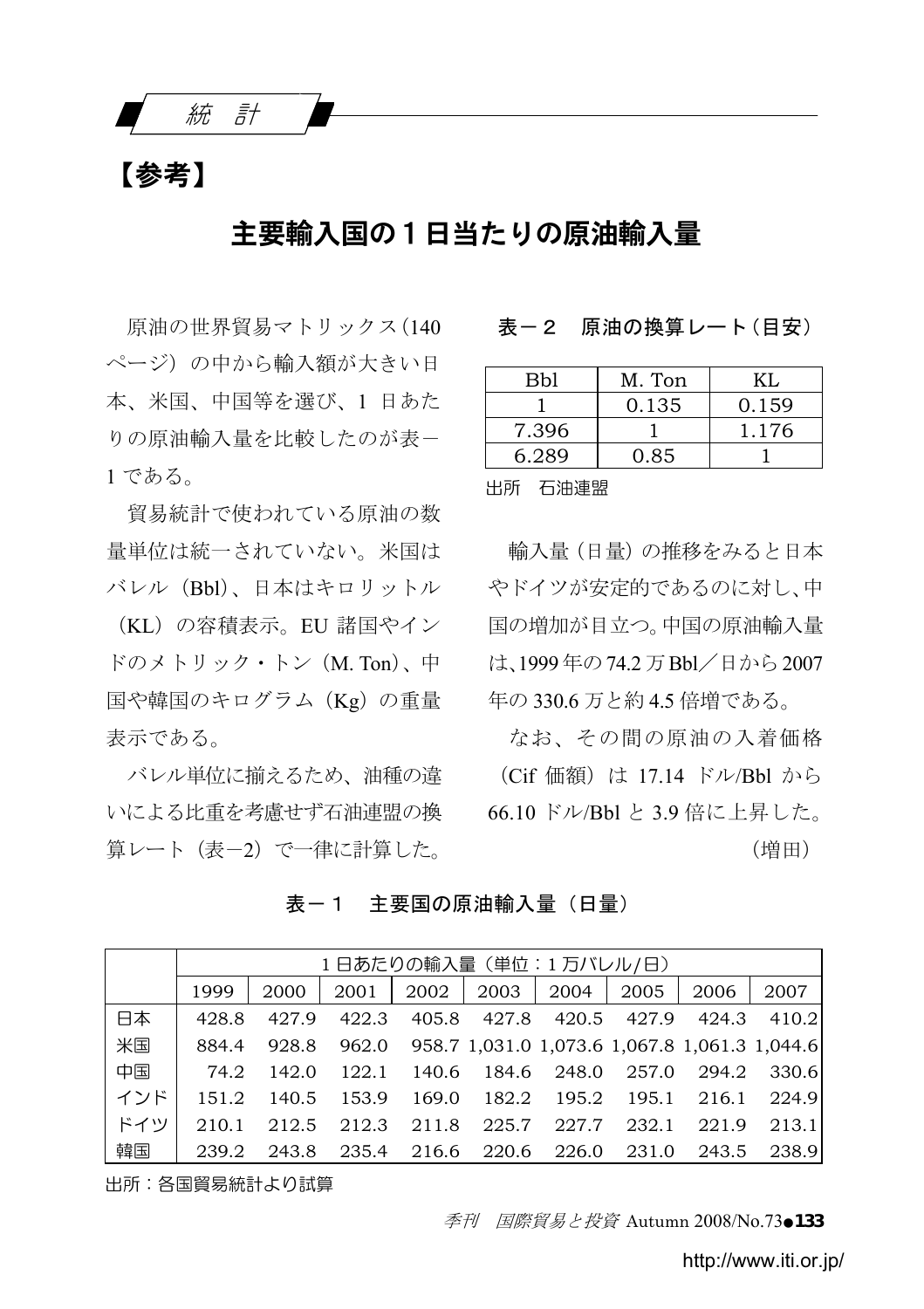統　計

【参考】

# 主要輸入国の１日当たりの原油輸入量

原油の世界貿易マトリックス（140ページ）の中から輸入額が大きい日本、米国、中国等を選び、1 日あたりの原油輸入量を比較したのが表－1 である。

貿易統計で使われている原油の数量単位は統一されていない。米国はバレル（Bbl）、日本はキロリットル（KL）の容積表示。EU 諸国やインドのメトリック・トン（M. Ton）、中国や韓国のキログラム（Kg）の重量表示である。

バレル単位に揃えるため、油種の違いによる比重を考慮せず石油連盟の換算レート（表－2）で一律に計算した。

表－２　原油の換算レート（目安）

| Bbl | M. Ton | KL |
|---|---|---|
| 1 | 0.135 | 0.159 |
| 7.396 | 1 | 1.176 |
| 6.289 | 0.85 | 1 |

出所　石油連盟

輸入量（日量）の推移をみると日本やドイツが安定的であるのに対し、中国の増加が目立つ。中国の原油輸入量は、1999 年の 74.2 万 Bbl／日から 2007 年の 330.6 万と約 4.5 倍増である。

なお、その間の原油の入着価格（Cif 価額）は 17.14 ドル/Bbl から 66.10 ドル/Bbl と 3.9 倍に上昇した。

（増田）

表－１　主要国の原油輸入量（日量）

| | 1 日あたりの輸入量（単位：1 万バレル/日） | | | | | | | | |
|---|---|---|---|---|---|---|---|---|---|
| | 1999 | 2000 | 2001 | 2002 | 2003 | 2004 | 2005 | 2006 | 2007 |
| 日本 | 428.8 | 427.9 | 422.3 | 405.8 | 427.8 | 420.5 | 427.9 | 424.3 | 410.2 |
| 米国 | 884.4 | 928.8 | 962.0 | 958.7 | 1,031.0 | 1,073.6 | 1,067.8 | 1,061.3 | 1,044.6 |
| 中国 | 74.2 | 142.0 | 122.1 | 140.6 | 184.6 | 248.0 | 257.0 | 294.2 | 330.6 |
| インド | 151.2 | 140.5 | 153.9 | 169.0 | 182.2 | 195.2 | 195.1 | 216.1 | 224.9 |
| ドイツ | 210.1 | 212.5 | 212.3 | 211.8 | 225.7 | 227.7 | 232.1 | 221.9 | 213.1 |
| 韓国 | 239.2 | 243.8 | 235.4 | 216.6 | 220.6 | 226.0 | 231.0 | 243.5 | 238.9 |

出所：各国貿易統計より試算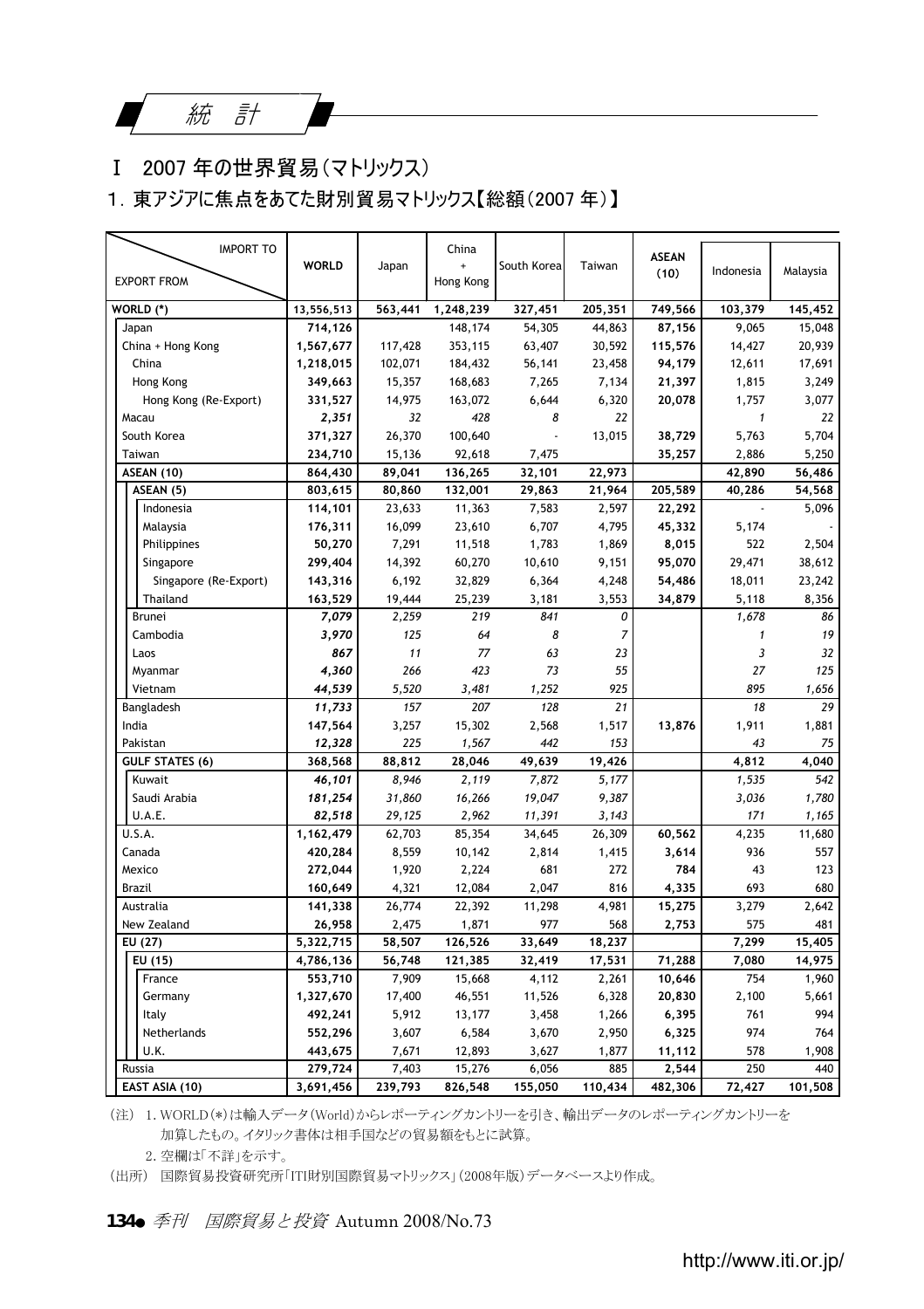統　計

# Ⅰ　2007 年の世界貿易（マトリックス）

## 1．東アジアに焦点をあてた財別貿易マトリックス【総額（2007 年）】

| EXPORT FROM ＼ IMPORT TO | WORLD | Japan | China + Hong Kong | South Korea | Taiwan | ASEAN (10) | Indonesia | Malaysia |
|---|---|---|---|---|---|---|---|---|
| **WORLD (*)** | **13,556,513** | **563,441** | **1,248,239** | **327,451** | **205,351** | **749,566** | **103,379** | **145,452** |
| Japan | **714,126** | | 148,174 | 54,305 | 44,863 | **87,156** | 9,065 | 15,048 |
| China + Hong Kong | **1,567,677** | 117,428 | 353,115 | 63,407 | 30,592 | **115,576** | 14,427 | 20,939 |
| China | **1,218,015** | 102,071 | 184,432 | 56,141 | 23,458 | **94,179** | 12,611 | 17,691 |
| Hong Kong | **349,663** | 15,357 | 168,683 | 7,265 | 7,134 | **21,397** | 1,815 | 3,249 |
| Hong Kong (Re-Export) | **331,527** | 14,975 | 163,072 | 6,644 | 6,320 | **20,078** | 1,757 | 3,077 |
| Macau | ***2,351*** | *32* | *428* | *8* | *22* | | *1* | *22* |
| South Korea | **371,327** | 26,370 | 100,640 | - | 13,015 | **38,729** | 5,763 | 5,704 |
| Taiwan | **234,710** | 15,136 | 92,618 | 7,475 | | **35,257** | 2,886 | 5,250 |
| **ASEAN (10)** | **864,430** | **89,041** | **136,265** | **32,101** | **22,973** | | **42,890** | **56,486** |
| **ASEAN (5)** | **803,615** | **80,860** | **132,001** | **29,863** | **21,964** | **205,589** | **40,286** | **54,568** |
| Indonesia | **114,101** | 23,633 | 11,363 | 7,583 | 2,597 | **22,292** | - | 5,096 |
| Malaysia | **176,311** | 16,099 | 23,610 | 6,707 | 4,795 | **45,332** | 5,174 | - |
| Philippines | **50,270** | 7,291 | 11,518 | 1,783 | 1,869 | **8,015** | 522 | 2,504 |
| Singapore | **299,404** | 14,392 | 60,270 | 10,610 | 9,151 | **95,070** | 29,471 | 38,612 |
| Singapore (Re-Export) | **143,316** | 6,192 | 32,829 | 6,364 | 4,248 | **54,486** | 18,011 | 23,242 |
| Thailand | **163,529** | 19,444 | 25,239 | 3,181 | 3,553 | **34,879** | 5,118 | 8,356 |
| Brunei | ***7,079*** | *2,259* | *219* | *841* | *0* | | *1,678* | *86* |
| Cambodia | ***3,970*** | *125* | *64* | *8* | *7* | | *1* | *19* |
| Laos | ***867*** | *11* | *77* | *63* | *23* | | *3* | *32* |
| Myanmar | ***4,360*** | *266* | *423* | *73* | *55* | | *27* | *125* |
| Vietnam | ***44,539*** | *5,520* | *3,481* | *1,252* | *925* | | *895* | *1,656* |
| Bangladesh | ***11,733*** | *157* | *207* | *128* | *21* | | *18* | *29* |
| India | **147,564** | 3,257 | 15,302 | 2,568 | 1,517 | **13,876** | 1,911 | 1,881 |
| Pakistan | ***12,328*** | *225* | *1,567* | *442* | *153* | | *43* | *75* |
| **GULF STATES (6)** | **368,568** | **88,812** | **28,046** | **49,639** | **19,426** | | **4,812** | **4,040** |
| Kuwait | ***46,101*** | *8,946* | *2,119* | *7,872* | *5,177* | | *1,535* | *542* |
| Saudi Arabia | ***181,254*** | *31,860* | *16,266* | *19,047* | *9,387* | | *3,036* | *1,780* |
| U.A.E. | ***82,518*** | *29,125* | *2,962* | *11,391* | *3,143* | | *171* | *1,165* |
| U.S.A. | **1,162,479** | 62,703 | 85,354 | 34,645 | 26,309 | **60,562** | 4,235 | 11,680 |
| Canada | **420,284** | 8,559 | 10,142 | 2,814 | 1,415 | **3,614** | 936 | 557 |
| Mexico | **272,044** | 1,920 | 2,224 | 681 | 272 | **784** | 43 | 123 |
| Brazil | **160,649** | 4,321 | 12,084 | 2,047 | 816 | **4,335** | 693 | 680 |
| Australia | **141,338** | 26,774 | 22,392 | 11,298 | 4,981 | **15,275** | 3,279 | 2,642 |
| New Zealand | **26,958** | 2,475 | 1,871 | 977 | 568 | **2,753** | 575 | 481 |
| **EU (27)** | **5,322,715** | **58,507** | **126,526** | **33,649** | **18,237** | | **7,299** | **15,405** |
| **EU (15)** | **4,786,136** | **56,748** | **121,385** | **32,419** | **17,531** | **71,288** | **7,080** | **14,975** |
| France | **553,710** | 7,909 | 15,668 | 4,112 | 2,261 | **10,646** | 754 | 1,960 |
| Germany | **1,327,670** | 17,400 | 46,551 | 11,526 | 6,328 | **20,830** | 2,100 | 5,661 |
| Italy | **492,241** | 5,912 | 13,177 | 3,458 | 1,266 | **6,395** | 761 | 994 |
| Netherlands | **552,296** | 3,607 | 6,584 | 3,670 | 2,950 | **6,325** | 974 | 764 |
| U.K. | **443,675** | 7,671 | 12,893 | 3,627 | 1,877 | **11,112** | 578 | 1,908 |
| Russia | **279,724** | 7,403 | 15,276 | 6,056 | 885 | **2,544** | 250 | 440 |
| **EAST ASIA (10)** | **3,691,456** | **239,793** | **826,548** | **155,050** | **110,434** | **482,306** | **72,427** | **101,508** |

（注）1. WORLD(*)は輸入データ(World)からレポーティングカントリーを引き、輸出データのレポーティングカントリーを加算したもの。イタリック書体は相手国などの貿易額をもとに試算。
　　　2. 空欄は「不詳」を示す。
（出所）国際貿易投資研究所「ITI財別国際貿易マトリックス」(2008年版)データベースより作成。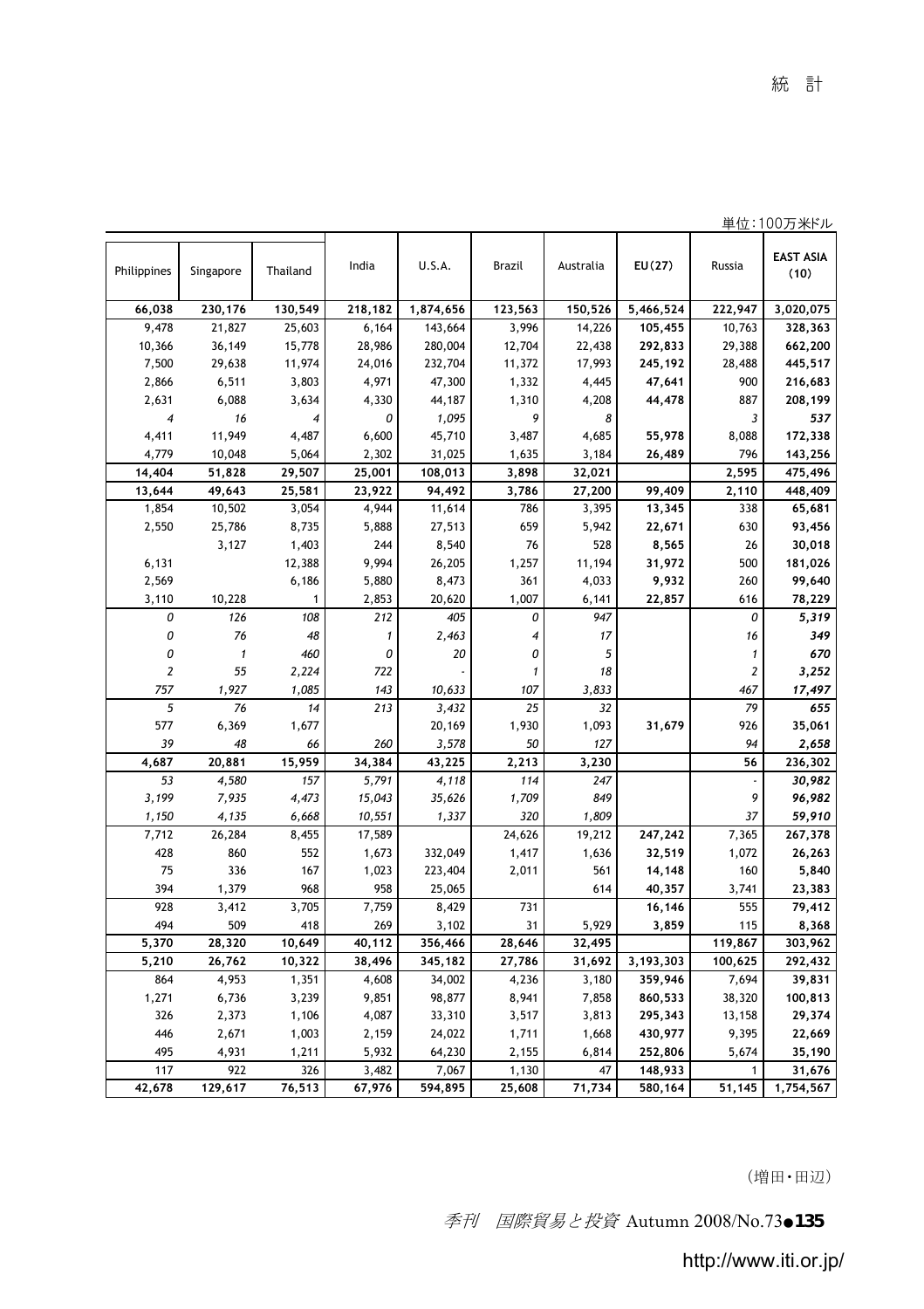単位：100万米ドル

| Philippines | Singapore | Thailand | India | U.S.A. | Brazil | Australia | EU(27) | Russia | EAST ASIA (10) |
|---|---|---|---|---|---|---|---|---|---|
| 66,038 | 230,176 | 130,549 | 218,182 | 1,874,656 | 123,563 | 150,526 | 5,466,524 | 222,947 | 3,020,075 |
| 9,478 | 21,827 | 25,603 | 6,164 | 143,664 | 3,996 | 14,226 | 105,455 | 10,763 | 328,363 |
| 10,366 | 36,149 | 15,778 | 28,986 | 280,004 | 12,704 | 22,438 | 292,833 | 29,388 | 662,200 |
| 7,500 | 29,638 | 11,974 | 24,016 | 232,704 | 11,372 | 17,993 | 245,192 | 28,488 | 445,517 |
| 2,866 | 6,511 | 3,803 | 4,971 | 47,300 | 1,332 | 4,445 | 47,641 | 900 | 216,683 |
| 2,631 | 6,088 | 3,634 | 4,330 | 44,187 | 1,310 | 4,208 | 44,478 | 887 | 208,199 |
| *4* | *16* | *4* | *0* | *1,095* | *9* | *8* | | *3* | *537* |
| 4,411 | 11,949 | 4,487 | 6,600 | 45,710 | 3,487 | 4,685 | 55,978 | 8,088 | 172,338 |
| 4,779 | 10,048 | 5,064 | 2,302 | 31,025 | 1,635 | 3,184 | 26,489 | 796 | 143,256 |
| 14,404 | 51,828 | 29,507 | 25,001 | 108,013 | 3,898 | 32,021 | | 2,595 | 475,496 |
| 13,644 | 49,643 | 25,581 | 23,922 | 94,492 | 3,786 | 27,200 | 99,409 | 2,110 | 448,409 |
| 1,854 | 10,502 | 3,054 | 4,944 | 11,614 | 786 | 3,395 | 13,345 | 338 | 65,681 |
| 2,550 | 25,786 | 8,735 | 5,888 | 27,513 | 659 | 5,942 | 22,671 | 630 | 93,456 |
| | 3,127 | 1,403 | 244 | 8,540 | 76 | 528 | 8,565 | 26 | 30,018 |
| 6,131 | | 12,388 | 9,994 | 26,205 | 1,257 | 11,194 | 31,972 | 500 | 181,026 |
| 2,569 | | 6,186 | 5,880 | 8,473 | 361 | 4,033 | 9,932 | 260 | 99,640 |
| 3,110 | 10,228 | 1 | 2,853 | 20,620 | 1,007 | 6,141 | 22,857 | 616 | 78,229 |
| *0* | *126* | *108* | *212* | *405* | *0* | *947* | | *0* | *5,319* |
| *0* | *76* | *48* | *1* | *2,463* | *4* | *17* | | *16* | *349* |
| *0* | *1* | *460* | *0* | *20* | *0* | *5* | | *1* | *670* |
| *2* | *55* | *2,224* | *722* | *-* | *1* | *18* | | *2* | *3,252* |
| *757* | *1,927* | *1,085* | *143* | *10,633* | *107* | *3,833* | | *467* | *17,497* |
| *5* | *76* | *14* | *213* | *3,432* | *25* | *32* | | *79* | *655* |
| 577 | 6,369 | 1,677 | | 20,169 | 1,930 | 1,093 | 31,679 | 926 | 35,061 |
| *39* | *48* | *66* | *260* | *3,578* | *50* | *127* | | *94* | *2,658* |
| 4,687 | 20,881 | 15,959 | 34,384 | 43,225 | 2,213 | 3,230 | | 56 | 236,302 |
| *53* | *4,580* | *157* | *5,791* | *4,118* | *114* | *247* | | *-* | *30,982* |
| *3,199* | *7,935* | *4,473* | *15,043* | *35,626* | *1,709* | *849* | | *9* | *96,982* |
| *1,150* | *4,135* | *6,668* | *10,551* | *1,337* | *320* | *1,809* | | *37* | *59,910* |
| 7,712 | 26,284 | 8,455 | 17,589 | | 24,626 | 19,212 | 247,242 | 7,365 | 267,378 |
| 428 | 860 | 552 | 1,673 | 332,049 | 1,417 | 1,636 | 32,519 | 1,072 | 26,263 |
| 75 | 336 | 167 | 1,023 | 223,404 | 2,011 | 561 | 14,148 | 160 | 5,840 |
| 394 | 1,379 | 968 | 958 | 25,065 | | 614 | 40,357 | 3,741 | 23,383 |
| 928 | 3,412 | 3,705 | 7,759 | 8,429 | 731 | | 16,146 | 555 | 79,412 |
| 494 | 509 | 418 | 269 | 3,102 | 31 | 5,929 | 3,859 | 115 | 8,368 |
| 5,370 | 28,320 | 10,649 | 40,112 | 356,466 | 28,646 | 32,495 | | 119,867 | 303,962 |
| 5,210 | 26,762 | 10,322 | 38,496 | 345,182 | 27,786 | 31,692 | 3,193,303 | 100,625 | 292,432 |
| 864 | 4,953 | 1,351 | 4,608 | 34,002 | 4,236 | 3,180 | 359,946 | 7,694 | 39,831 |
| 1,271 | 6,736 | 3,239 | 9,851 | 98,877 | 8,941 | 7,858 | 860,533 | 38,320 | 100,813 |
| 326 | 2,373 | 1,106 | 4,087 | 33,310 | 3,517 | 3,813 | 295,343 | 13,158 | 29,374 |
| 446 | 2,671 | 1,003 | 2,159 | 24,022 | 1,711 | 1,668 | 430,977 | 9,395 | 22,669 |
| 495 | 4,931 | 1,211 | 5,932 | 64,230 | 2,155 | 6,814 | 252,806 | 5,674 | 35,190 |
| 117 | 922 | 326 | 3,482 | 7,067 | 1,130 | 47 | 148,933 | 1 | 31,676 |
| 42,678 | 129,617 | 76,513 | 67,976 | 594,895 | 25,608 | 71,734 | 580,164 | 51,145 | 1,754,567 |

（増田・田辺）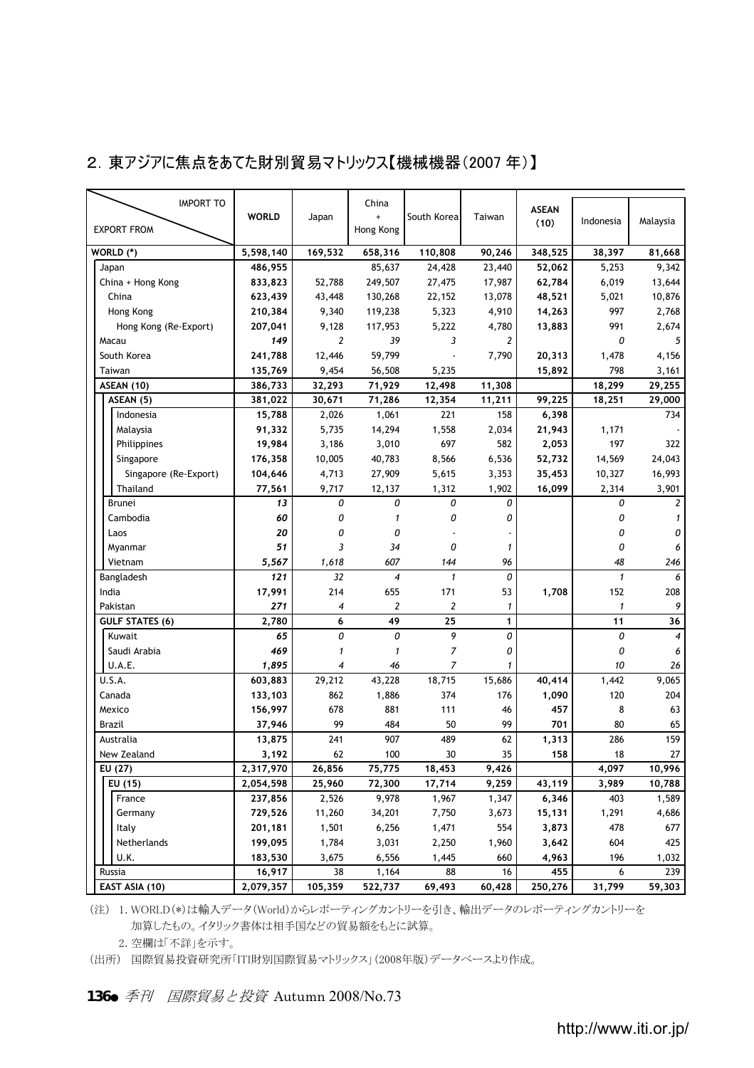## 2. 東アジアに焦点をあてた財別貿易マトリックス【機械機器（2007 年）】

| IMPORT TO / EXPORT FROM | WORLD | Japan | China + Hong Kong | South Korea | Taiwan | ASEAN (10) | Indonesia | Malaysia |
|---|---|---|---|---|---|---|---|---|
| **WORLD (*)** | 5,598,140 | 169,532 | 658,316 | 110,808 | 90,246 | 348,525 | 38,397 | 81,668 |
| Japan | 486,955 | | 85,637 | 24,428 | 23,440 | 52,062 | 5,253 | 9,342 |
| China + Hong Kong | 833,823 | 52,788 | 249,507 | 27,475 | 17,987 | 62,784 | 6,019 | 13,644 |
| China | 623,439 | 43,448 | 130,268 | 22,152 | 13,078 | 48,521 | 5,021 | 10,876 |
| Hong Kong | 210,384 | 9,340 | 119,238 | 5,323 | 4,910 | 14,263 | 997 | 2,768 |
| Hong Kong (Re-Export) | 207,041 | 9,128 | 117,953 | 5,222 | 4,780 | 13,883 | 991 | 2,674 |
| Macau | *149* | *2* | *39* | *3* | *2* | | *0* | *5* |
| South Korea | 241,788 | 12,446 | 59,799 | - | 7,790 | 20,313 | 1,478 | 4,156 |
| Taiwan | 135,769 | 9,454 | 56,508 | 5,235 | | 15,892 | 798 | 3,161 |
| **ASEAN (10)** | 386,733 | 32,293 | 71,929 | 12,498 | 11,308 | | 18,299 | 29,255 |
| **ASEAN (5)** | 381,022 | 30,671 | 71,286 | 12,354 | 11,211 | 99,225 | 18,251 | 29,000 |
| Indonesia | 15,788 | 2,026 | 1,061 | 221 | 158 | 6,398 | | 734 |
| Malaysia | 91,332 | 5,735 | 14,294 | 1,558 | 2,034 | 21,943 | 1,171 | - |
| Philippines | 19,984 | 3,186 | 3,010 | 697 | 582 | 2,053 | 197 | 322 |
| Singapore | 176,358 | 10,005 | 40,783 | 8,566 | 6,536 | 52,732 | 14,569 | 24,043 |
| Singapore (Re-Export) | 104,646 | 4,713 | 27,909 | 5,615 | 3,353 | 35,453 | 10,327 | 16,993 |
| Thailand | 77,561 | 9,717 | 12,137 | 1,312 | 1,902 | 16,099 | 2,314 | 3,901 |
| Brunei | *13* | *0* | *0* | *0* | *0* | | *0* | *2* |
| Cambodia | *60* | *0* | *1* | *0* | *0* | | *0* | *1* |
| Laos | *20* | *0* | *0* | - | - | | *0* | *0* |
| Myanmar | *51* | *3* | *34* | *0* | *1* | | *0* | *6* |
| Vietnam | *5,567* | *1,618* | *607* | *144* | *96* | | *48* | *246* |
| Bangladesh | *121* | *32* | *4* | *1* | *0* | | *1* | *6* |
| India | 17,991 | 214 | 655 | 171 | 53 | 1,708 | 152 | 208 |
| Pakistan | *271* | *4* | *2* | *2* | *1* | | *1* | *9* |
| **GULF STATES (6)** | 2,780 | 6 | 49 | 25 | 1 | | 11 | 36 |
| Kuwait | *65* | *0* | *0* | *9* | *0* | | *0* | *4* |
| Saudi Arabia | *469* | *1* | *1* | *7* | *0* | | *0* | *6* |
| U.A.E. | *1,895* | *4* | *46* | *7* | *1* | | *10* | *26* |
| U.S.A. | 603,883 | 29,212 | 43,228 | 18,715 | 15,686 | 40,414 | 1,442 | 9,065 |
| Canada | 133,103 | 862 | 1,886 | 374 | 176 | 1,090 | 120 | 204 |
| Mexico | 156,997 | 678 | 881 | 111 | 46 | 457 | 8 | 63 |
| Brazil | 37,946 | 99 | 484 | 50 | 99 | 701 | 80 | 65 |
| Australia | 13,875 | 241 | 907 | 489 | 62 | 1,313 | 286 | 159 |
| New Zealand | 3,192 | 62 | 100 | 30 | 35 | 158 | 18 | 27 |
| **EU (27)** | 2,317,970 | 26,856 | 75,775 | 18,453 | 9,426 | | 4,097 | 10,996 |
| **EU (15)** | 2,054,598 | 25,960 | 72,300 | 17,714 | 9,259 | 43,119 | 3,989 | 10,788 |
| France | 237,856 | 2,526 | 9,978 | 1,967 | 1,347 | 6,346 | 403 | 1,589 |
| Germany | 729,526 | 11,260 | 34,201 | 7,750 | 3,673 | 15,131 | 1,291 | 4,686 |
| Italy | 201,181 | 1,501 | 6,256 | 1,471 | 554 | 3,873 | 478 | 677 |
| Netherlands | 199,095 | 1,784 | 3,031 | 2,250 | 1,960 | 3,642 | 604 | 425 |
| U.K. | 183,530 | 3,675 | 6,556 | 1,445 | 660 | 4,963 | 196 | 1,032 |
| Russia | 16,917 | 38 | 1,164 | 88 | 16 | 455 | 6 | 239 |
| **EAST ASIA (10)** | 2,079,357 | 105,359 | 522,737 | 69,493 | 60,428 | 250,276 | 31,799 | 59,303 |

（注） 1. WORLD(*)は輸入データ(World)からレポーティングカントリーを引き、輸出データのレポーティングカントリーを加算したもの。イタリック書体は相手国などの貿易額をもとに試算。

2. 空欄は「不詳」を示す。

（出所） 国際貿易投資研究所「ITI財別国際貿易マトリックス」(2008年版)データベースより作成。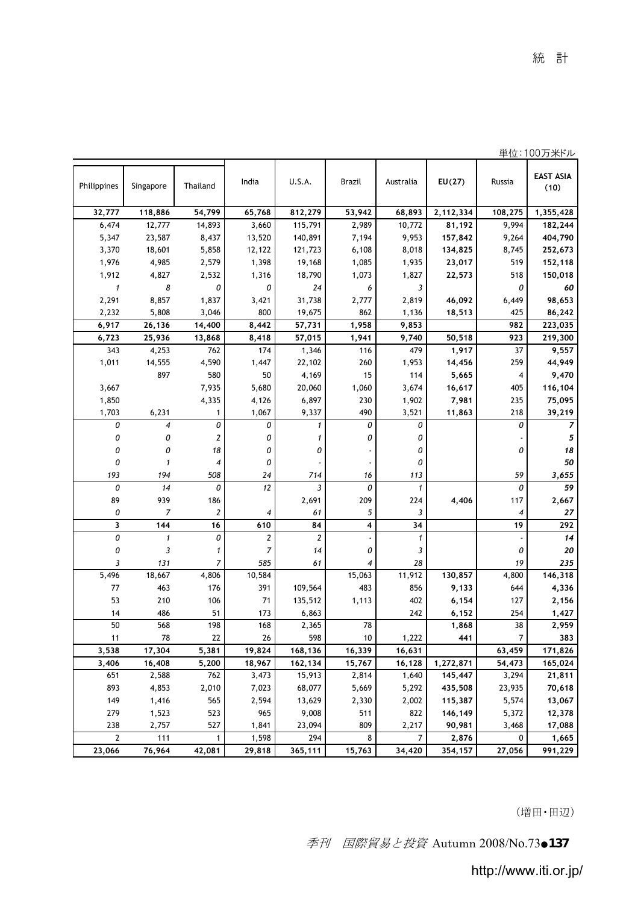単位：100万米ドル

| Philippines | Singapore | Thailand | India | U.S.A. | Brazil | Australia | EU(27) | Russia | EAST ASIA (10) |
|---|---|---|---|---|---|---|---|---|---|
| 32,777 | 118,886 | 54,799 | 65,768 | 812,279 | 53,942 | 68,893 | 2,112,334 | 108,275 | 1,355,428 |
| 6,474 | 12,777 | 14,893 | 3,660 | 115,791 | 2,989 | 10,772 | 81,192 | 9,994 | 182,244 |
| 5,347 | 23,587 | 8,437 | 13,520 | 140,891 | 7,194 | 9,953 | 157,842 | 9,264 | 404,790 |
| 3,370 | 18,601 | 5,858 | 12,122 | 121,723 | 6,108 | 8,018 | 134,825 | 8,745 | 252,673 |
| 1,976 | 4,985 | 2,579 | 1,398 | 19,168 | 1,085 | 1,935 | 23,017 | 519 | 152,118 |
| 1,912 | 4,827 | 2,532 | 1,316 | 18,790 | 1,073 | 1,827 | 22,573 | 518 | 150,018 |
| 1 | 8 | 0 | 0 | 24 | 6 | 3 | | 0 | 60 |
| 2,291 | 8,857 | 1,837 | 3,421 | 31,738 | 2,777 | 2,819 | 46,092 | 6,449 | 98,653 |
| 2,232 | 5,808 | 3,046 | 800 | 19,675 | 862 | 1,136 | 18,513 | 425 | 86,242 |
| 6,917 | 26,136 | 14,400 | 8,442 | 57,731 | 1,958 | 9,853 | | 982 | 223,035 |
| 6,723 | 25,936 | 13,868 | 8,418 | 57,015 | 1,941 | 9,740 | 50,518 | 923 | 219,300 |
| 343 | 4,253 | 762 | 174 | 1,346 | 116 | 479 | 1,917 | 37 | 9,557 |
| 1,011 | 14,555 | 4,590 | 1,447 | 22,102 | 260 | 1,953 | 14,456 | 259 | 44,949 |
| | 897 | 580 | 50 | 4,169 | 15 | 114 | 5,665 | 4 | 9,470 |
| 3,667 | | 7,935 | 5,680 | 20,060 | 1,060 | 3,674 | 16,617 | 405 | 116,104 |
| 1,850 | | 4,335 | 4,126 | 6,897 | 230 | 1,902 | 7,981 | 235 | 75,095 |
| 1,703 | 6,231 | 1 | 1,067 | 9,337 | 490 | 3,521 | 11,863 | 218 | 39,219 |
| 0 | 4 | 0 | 0 | 1 | 0 | 0 | | 0 | 7 |
| 0 | 0 | 2 | 0 | 1 | 0 | 0 | | - | 5 |
| 0 | 0 | 18 | 0 | 0 | - | 0 | | 0 | 18 |
| 0 | 1 | 4 | 0 | - | - | 0 | | | 50 |
| 193 | 194 | 508 | 24 | 714 | 16 | 113 | | 59 | 3,655 |
| 0 | 14 | 0 | 12 | 3 | 0 | 1 | | 0 | 59 |
| 89 | 939 | 186 | | 2,691 | 209 | 224 | 4,406 | 117 | 2,667 |
| 0 | 7 | 2 | 4 | 61 | 5 | 3 | | 4 | 27 |
| 3 | 144 | 16 | 610 | 84 | 4 | 34 | | 19 | 292 |
| 0 | 1 | 0 | 2 | 2 | - | 1 | | - | 14 |
| 0 | 3 | 1 | 7 | 14 | 0 | 3 | | 0 | 20 |
| 3 | 131 | 7 | 585 | 61 | 4 | 28 | | 19 | 235 |
| 5,496 | 18,667 | 4,806 | 10,584 | | 15,063 | 11,912 | 130,857 | 4,800 | 146,318 |
| 77 | 463 | 176 | 391 | 109,564 | 483 | 856 | 9,133 | 644 | 4,336 |
| 53 | 210 | 106 | 71 | 135,512 | 1,113 | 402 | 6,154 | 127 | 2,156 |
| 14 | 486 | 51 | 173 | 6,863 | | 242 | 6,152 | 254 | 1,427 |
| 50 | 568 | 198 | 168 | 2,365 | 78 | | 1,868 | 38 | 2,959 |
| 11 | 78 | 22 | 26 | 598 | 10 | 1,222 | 441 | 7 | 383 |
| 3,538 | 17,304 | 5,381 | 19,824 | 168,136 | 16,339 | 16,631 | | 63,459 | 171,826 |
| 3,406 | 16,408 | 5,200 | 18,967 | 162,134 | 15,767 | 16,128 | 1,272,871 | 54,473 | 165,024 |
| 651 | 2,588 | 762 | 3,473 | 15,913 | 2,814 | 1,640 | 145,447 | 3,294 | 21,811 |
| 893 | 4,853 | 2,010 | 7,023 | 68,077 | 5,669 | 5,292 | 435,508 | 23,935 | 70,618 |
| 149 | 1,416 | 565 | 2,594 | 13,629 | 2,330 | 2,002 | 115,387 | 5,574 | 13,067 |
| 279 | 1,523 | 523 | 965 | 9,008 | 511 | 822 | 146,149 | 5,372 | 12,378 |
| 238 | 2,757 | 527 | 1,841 | 23,094 | 809 | 2,217 | 90,981 | 3,468 | 17,088 |
| 2 | 111 | 1 | 1,598 | 294 | 8 | 7 | 2,876 | 0 | 1,665 |
| 23,066 | 76,964 | 42,081 | 29,818 | 365,111 | 15,763 | 34,420 | 354,157 | 27,056 | 991,229 |

（増田・田辺）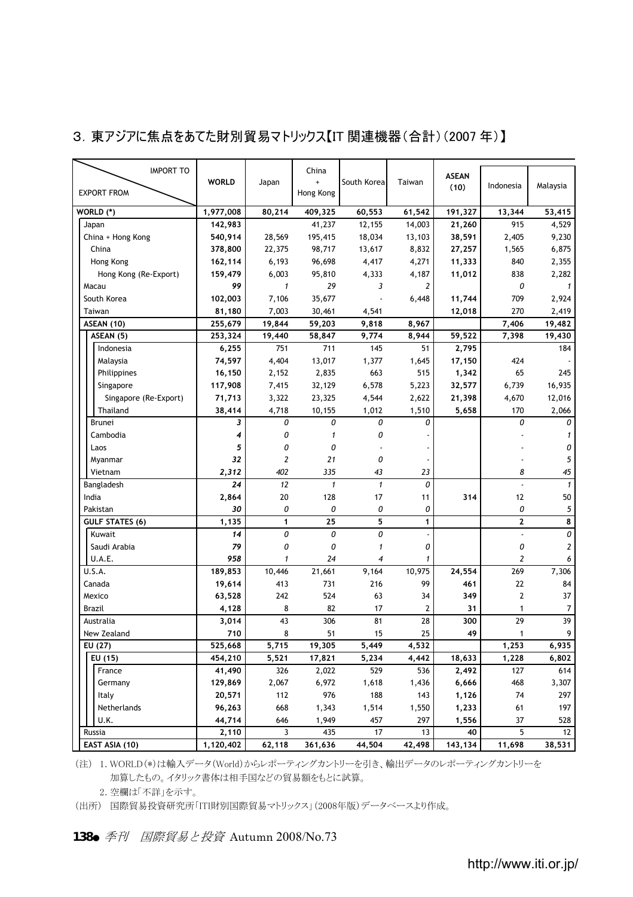## 3. 東アジアに焦点をあてた財別貿易マトリックス【IT 関連機器（合計）（2007 年）】

| EXPORT FROM ＼ IMPORT TO | WORLD | Japan | China + Hong Kong | South Korea | Taiwan | ASEAN (10) | Indonesia | Malaysia |
|---|---|---|---|---|---|---|---|---|
| WORLD (*) | 1,977,008 | 80,214 | 409,325 | 60,553 | 61,542 | 191,327 | 13,344 | 53,415 |
| Japan | 142,983 | | 41,237 | 12,155 | 14,003 | 21,260 | 915 | 4,529 |
| China + Hong Kong | 540,914 | 28,569 | 195,415 | 18,034 | 13,103 | 38,591 | 2,405 | 9,230 |
| China | 378,800 | 22,375 | 98,717 | 13,617 | 8,832 | 27,257 | 1,565 | 6,875 |
| Hong Kong | 162,114 | 6,193 | 96,698 | 4,417 | 4,271 | 11,333 | 840 | 2,355 |
| Hong Kong (Re-Export) | 159,479 | 6,003 | 95,810 | 4,333 | 4,187 | 11,012 | 838 | 2,282 |
| Macau | *99* | *1* | *29* | *3* | *2* | | *0* | *1* |
| South Korea | 102,003 | 7,106 | 35,677 | - | 6,448 | 11,744 | 709 | 2,924 |
| Taiwan | 81,180 | 7,003 | 30,461 | 4,541 | | 12,018 | 270 | 2,419 |
| ASEAN (10) | 255,679 | 19,844 | 59,203 | 9,818 | 8,967 | | 7,406 | 19,482 |
| ASEAN (5) | 253,324 | 19,440 | 58,847 | 9,774 | 8,944 | 59,522 | 7,398 | 19,430 |
| Indonesia | 6,255 | 751 | 711 | 145 | 51 | 2,795 | | 184 |
| Malaysia | 74,597 | 4,404 | 13,017 | 1,377 | 1,645 | 17,150 | 424 | - |
| Philippines | 16,150 | 2,152 | 2,835 | 663 | 515 | 1,342 | 65 | 245 |
| Singapore | 117,908 | 7,415 | 32,129 | 6,578 | 5,223 | 32,577 | 6,739 | 16,935 |
| Singapore (Re-Export) | 71,713 | 3,322 | 23,325 | 4,544 | 2,622 | 21,398 | 4,670 | 12,016 |
| Thailand | 38,414 | 4,718 | 10,155 | 1,012 | 1,510 | 5,658 | 170 | 2,066 |
| Brunei | *3* | *0* | *0* | *0* | *0* | | *0* | *0* |
| Cambodia | *4* | *0* | *1* | *0* | - | | - | *1* |
| Laos | *5* | *0* | *0* | - | - | | - | *0* |
| Myanmar | *32* | *2* | *21* | *0* | - | | - | *5* |
| Vietnam | *2,312* | *402* | *335* | *43* | *23* | | *8* | *45* |
| Bangladesh | *24* | *12* | *1* | *1* | *0* | | - | *1* |
| India | 2,864 | 20 | 128 | 17 | 11 | 314 | 12 | 50 |
| Pakistan | *30* | *0* | *0* | *0* | *0* | | *0* | *5* |
| GULF STATES (6) | 1,135 | 1 | 25 | 5 | 1 | | 2 | 8 |
| Kuwait | *14* | *0* | *0* | *0* | - | | - | *0* |
| Saudi Arabia | *79* | *0* | *0* | *1* | *0* | | *0* | *2* |
| U.A.E. | *958* | *1* | *24* | *4* | *1* | | *2* | *6* |
| U.S.A. | 189,853 | 10,446 | 21,661 | 9,164 | 10,975 | 24,554 | 269 | 7,306 |
| Canada | 19,614 | 413 | 731 | 216 | 99 | 461 | 22 | 84 |
| Mexico | 63,528 | 242 | 524 | 63 | 34 | 349 | 2 | 37 |
| Brazil | 4,128 | 8 | 82 | 17 | 2 | 31 | 1 | 7 |
| Australia | 3,014 | 43 | 306 | 81 | 28 | 300 | 29 | 39 |
| New Zealand | 710 | 8 | 51 | 15 | 25 | 49 | 1 | 9 |
| EU (27) | 525,668 | 5,715 | 19,305 | 5,449 | 4,532 | | 1,253 | 6,935 |
| EU (15) | 454,210 | 5,521 | 17,821 | 5,234 | 4,442 | 18,633 | 1,228 | 6,802 |
| France | 41,490 | 326 | 2,022 | 529 | 536 | 2,492 | 127 | 614 |
| Germany | 129,869 | 2,067 | 6,972 | 1,618 | 1,436 | 6,666 | 468 | 3,307 |
| Italy | 20,571 | 112 | 976 | 188 | 143 | 1,126 | 74 | 297 |
| Netherlands | 96,263 | 668 | 1,343 | 1,514 | 1,550 | 1,233 | 61 | 197 |
| U.K. | 44,714 | 646 | 1,949 | 457 | 297 | 1,556 | 37 | 528 |
| Russia | 2,110 | 3 | 435 | 17 | 13 | 40 | 5 | 12 |
| EAST ASIA (10) | 1,120,402 | 62,118 | 361,636 | 44,504 | 42,498 | 143,134 | 11,698 | 38,531 |

（注） 1. WORLD(*)は輸入データ(World)からレポーティングカントリーを引き、輸出データのレポーティングカントリーを加算したもの。イタリック書体は相手国などの貿易額をもとに試算。

2. 空欄は「不詳」を示す。

（出所） 国際貿易投資研究所「ITI財別国際貿易マトリックス」(2008年版)データベースより作成。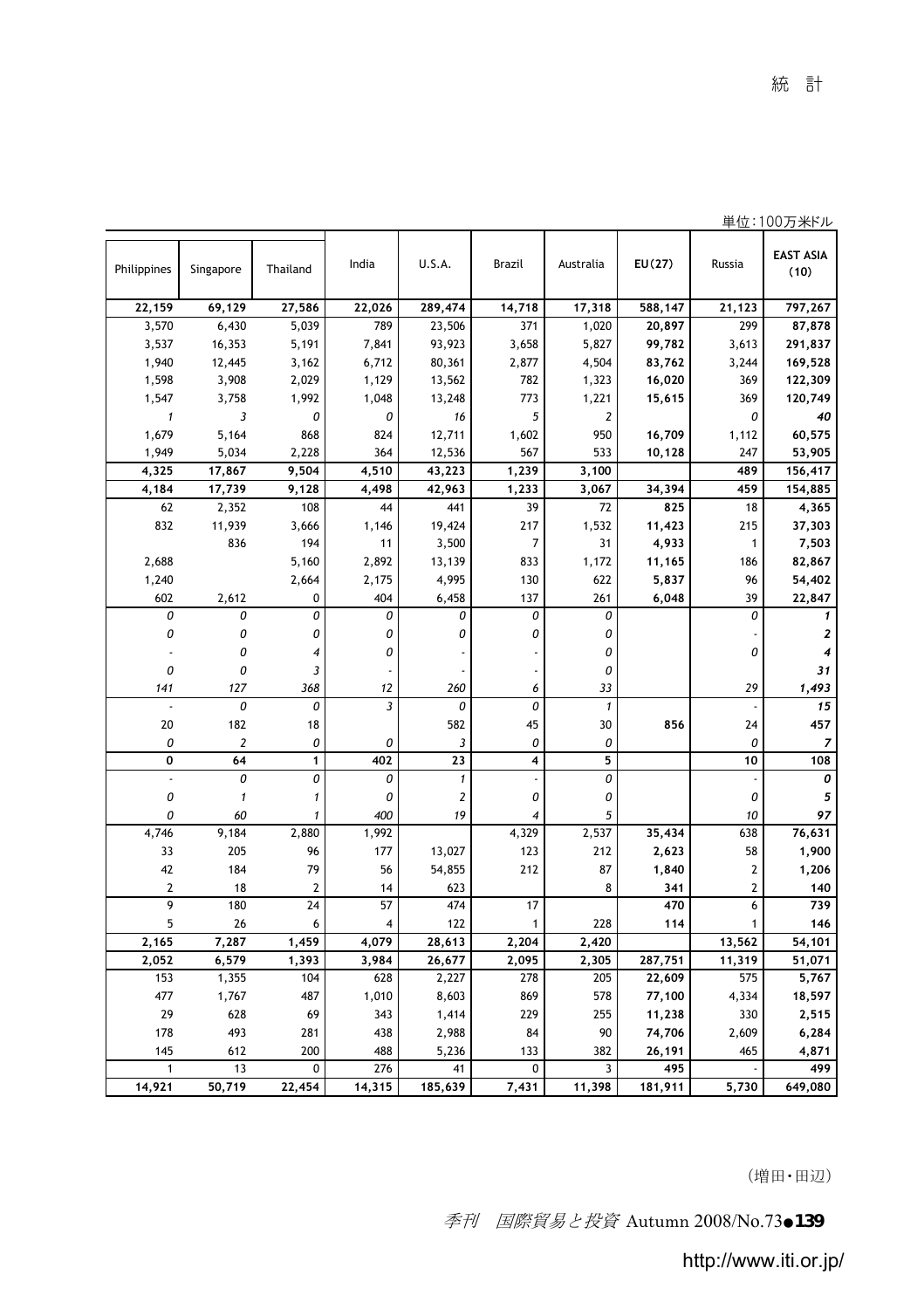単位：100万米ドル

| Philippines | Singapore | Thailand | India | U.S.A. | Brazil | Australia | EU(27) | Russia | EAST ASIA (10) |
|---|---|---|---|---|---|---|---|---|---|
| 22,159 | 69,129 | 27,586 | 22,026 | 289,474 | 14,718 | 17,318 | 588,147 | 21,123 | 797,267 |
| 3,570 | 6,430 | 5,039 | 789 | 23,506 | 371 | 1,020 | 20,897 | 299 | 87,878 |
| 3,537 | 16,353 | 5,191 | 7,841 | 93,923 | 3,658 | 5,827 | 99,782 | 3,613 | 291,837 |
| 1,940 | 12,445 | 3,162 | 6,712 | 80,361 | 2,877 | 4,504 | 83,762 | 3,244 | 169,528 |
| 1,598 | 3,908 | 2,029 | 1,129 | 13,562 | 782 | 1,323 | 16,020 | 369 | 122,309 |
| 1,547 | 3,758 | 1,992 | 1,048 | 13,248 | 773 | 1,221 | 15,615 | 369 | 120,749 |
| 1 | 3 | 0 | 0 | 16 | 5 | 2 | | 0 | 40 |
| 1,679 | 5,164 | 868 | 824 | 12,711 | 1,602 | 950 | 16,709 | 1,112 | 60,575 |
| 1,949 | 5,034 | 2,228 | 364 | 12,536 | 567 | 533 | 10,128 | 247 | 53,905 |
| 4,325 | 17,867 | 9,504 | 4,510 | 43,223 | 1,239 | 3,100 | | 489 | 156,417 |
| 4,184 | 17,739 | 9,128 | 4,498 | 42,963 | 1,233 | 3,067 | 34,394 | 459 | 154,885 |
| 62 | 2,352 | 108 | 44 | 441 | 39 | 72 | 825 | 18 | 4,365 |
| 832 | 11,939 | 3,666 | 1,146 | 19,424 | 217 | 1,532 | 11,423 | 215 | 37,303 |
| | 836 | 194 | 11 | 3,500 | 7 | 31 | 4,933 | 1 | 7,503 |
| 2,688 | | 5,160 | 2,892 | 13,139 | 833 | 1,172 | 11,165 | 186 | 82,867 |
| 1,240 | | 2,664 | 2,175 | 4,995 | 130 | 622 | 5,837 | 96 | 54,402 |
| 602 | 2,612 | 0 | 404 | 6,458 | 137 | 261 | 6,048 | 39 | 22,847 |
| 0 | 0 | 0 | 0 | 0 | 0 | 0 | | 0 | 1 |
| 0 | 0 | 0 | 0 | 0 | 0 | 0 | | - | 2 |
| - | 0 | 4 | 0 | - | - | 0 | | 0 | 4 |
| 0 | 0 | 3 | - | - | - | 0 | | | 31 |
| 141 | 127 | 368 | 12 | 260 | 6 | 33 | | 29 | 1,493 |
| - | 0 | 0 | 3 | 0 | 0 | 1 | | - | 15 |
| 20 | 182 | 18 | | 582 | 45 | 30 | 856 | 24 | 457 |
| 0 | 2 | 0 | 0 | 3 | 0 | 0 | | 0 | 7 |
| 0 | 64 | 1 | 402 | 23 | 4 | 5 | | 10 | 108 |
| - | 0 | 0 | 0 | 1 | - | 0 | | - | 0 |
| 0 | 1 | 1 | 0 | 2 | 0 | 0 | | 0 | 5 |
| 0 | 60 | 1 | 400 | 19 | 4 | 5 | | 10 | 97 |
| 4,746 | 9,184 | 2,880 | 1,992 | | 4,329 | 2,537 | 35,434 | 638 | 76,631 |
| 33 | 205 | 96 | 177 | 13,027 | 123 | 212 | 2,623 | 58 | 1,900 |
| 42 | 184 | 79 | 56 | 54,855 | 212 | 87 | 1,840 | 2 | 1,206 |
| 2 | 18 | 2 | 14 | 623 | | 8 | 341 | 2 | 140 |
| 9 | 180 | 24 | 57 | 474 | 17 | | 470 | 6 | 739 |
| 5 | 26 | 6 | 4 | 122 | 1 | 228 | 114 | 1 | 146 |
| 2,165 | 7,287 | 1,459 | 4,079 | 28,613 | 2,204 | 2,420 | | 13,562 | 54,101 |
| 2,052 | 6,579 | 1,393 | 3,984 | 26,677 | 2,095 | 2,305 | 287,751 | 11,319 | 51,071 |
| 153 | 1,355 | 104 | 628 | 2,227 | 278 | 205 | 22,609 | 575 | 5,767 |
| 477 | 1,767 | 487 | 1,010 | 8,603 | 869 | 578 | 77,100 | 4,334 | 18,597 |
| 29 | 628 | 69 | 343 | 1,414 | 229 | 255 | 11,238 | 330 | 2,515 |
| 178 | 493 | 281 | 438 | 2,988 | 84 | 90 | 74,706 | 2,609 | 6,284 |
| 145 | 612 | 200 | 488 | 5,236 | 133 | 382 | 26,191 | 465 | 4,871 |
| 1 | 13 | 0 | 276 | 41 | 0 | 3 | 495 | - | 499 |
| 14,921 | 50,719 | 22,454 | 14,315 | 185,639 | 7,431 | 11,398 | 181,911 | 5,730 | 649,080 |

（増田・田辺）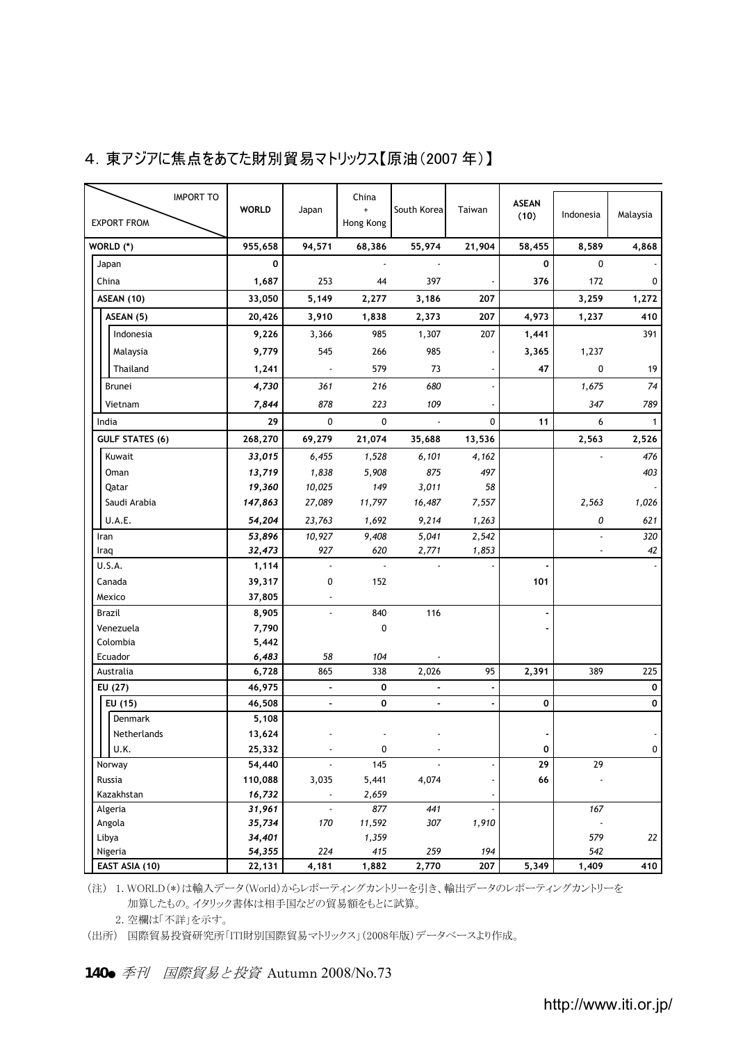## 4．東アジアに焦点をあてた財別貿易マトリックス【原油（2007 年）】

| EXPORT FROM \ IMPORT TO | WORLD | Japan | China + Hong Kong | South Korea | Taiwan | ASEAN (10) | Indonesia | Malaysia |
|---|---|---|---|---|---|---|---|---|
| **WORLD (*)** | **955,658** | **94,571** | **68,386** | **55,974** | **21,904** | **58,455** | **8,589** | **4,868** |
| Japan | **0** | | - | - | | **0** | 0 | - |
| China | **1,687** | 253 | 44 | 397 | - | **376** | 172 | 0 |
| **ASEAN (10)** | **33,050** | **5,149** | **2,277** | **3,186** | **207** | | **3,259** | **1,272** |
| **ASEAN (5)** | **20,426** | **3,910** | **1,838** | **2,373** | **207** | **4,973** | **1,237** | **410** |
| Indonesia | **9,226** | 3,366 | 985 | 1,307 | 207 | **1,441** | | 391 |
| Malaysia | **9,779** | 545 | 266 | 985 | - | **3,365** | 1,237 | |
| Thailand | **1,241** | - | 579 | 73 | - | **47** | 0 | 19 |
| Brunei | ***4,730*** | *361* | *216* | *680* | - | | *1,675* | *74* |
| Vietnam | ***7,844*** | *878* | *223* | *109* | - | | *347* | *789* |
| India | **29** | 0 | 0 | - | 0 | **11** | 6 | 1 |
| **GULF STATES (6)** | **268,270** | **69,279** | **21,074** | **35,688** | **13,536** | | **2,563** | **2,526** |
| Kuwait | ***33,015*** | *6,455* | *1,528* | *6,101* | *4,162* | | - | *476* |
| Oman | ***13,719*** | *1,838* | *5,908* | *875* | *497* | | | *403* |
| Qatar | ***19,360*** | *10,025* | *149* | *3,011* | *58* | | | - |
| Saudi Arabia | ***147,863*** | *27,089* | *11,797* | *16,487* | *7,557* | | *2,563* | *1,026* |
| U.A.E. | ***54,204*** | *23,763* | *1,692* | *9,214* | *1,263* | | *0* | *621* |
| Iran | ***53,896*** | *10,927* | *9,408* | *5,041* | *2,542* | | - | *320* |
| Iraq | ***32,473*** | *927* | *620* | *2,771* | *1,853* | | - | *42* |
| U.S.A. | **1,114** | - | - | - | - | **-** | | - |
| Canada | **39,317** | 0 | 152 | | | **101** | | |
| Mexico | **37,805** | - | | | | | | |
| Brazil | **8,905** | - | 840 | 116 | | **-** | | |
| Venezuela | **7,790** | | 0 | | | **-** | | |
| Colombia | **5,442** | | | | | | | |
| Ecuador | ***6,483*** | *58* | *104* | - | | | | |
| Australia | **6,728** | 865 | 338 | 2,026 | 95 | **2,391** | 389 | 225 |
| **EU (27)** | **46,975** | **-** | **0** | **-** | **-** | | | **0** |
| **EU (15)** | **46,508** | **-** | **0** | **-** | **-** | **0** | | **0** |
| Denmark | **5,108** | | | | | | | |
| Netherlands | **13,624** | - | - | - | | **-** | | - |
| U.K. | **25,332** | - | 0 | - | | **0** | | 0 |
| Norway | **54,440** | - | 145 | - | - | **29** | 29 | |
| Russia | **110,088** | 3,035 | 5,441 | 4,074 | - | **66** | - | |
| Kazakhstan | ***16,732*** | - | *2,659* | | - | | | |
| Algeria | ***31,961*** | - | *877* | *441* | - | | *167* | |
| Angola | ***35,734*** | *170* | *11,592* | *307* | *1,910* | | - | |
| Libya | ***34,401*** | | *1,359* | | | | *579* | *22* |
| Nigeria | ***54,355*** | *224* | *415* | *259* | *194* | | *542* | |
| **EAST ASIA (10)** | **22,131** | **4,181** | **1,882** | **2,770** | **207** | **5,349** | **1,409** | **410** |

（注） 1. WORLD(*)は輸入データ(World)からレポーティングカントリーを引き、輸出データのレポーティングカントリーを加算したもの。イタリック書体は相手国などの貿易額をもとに試算。
2. 空欄は「不詳」を示す。

（出所） 国際貿易投資研究所「ITI財別国際貿易マトリックス」(2008年版)データベースより作成。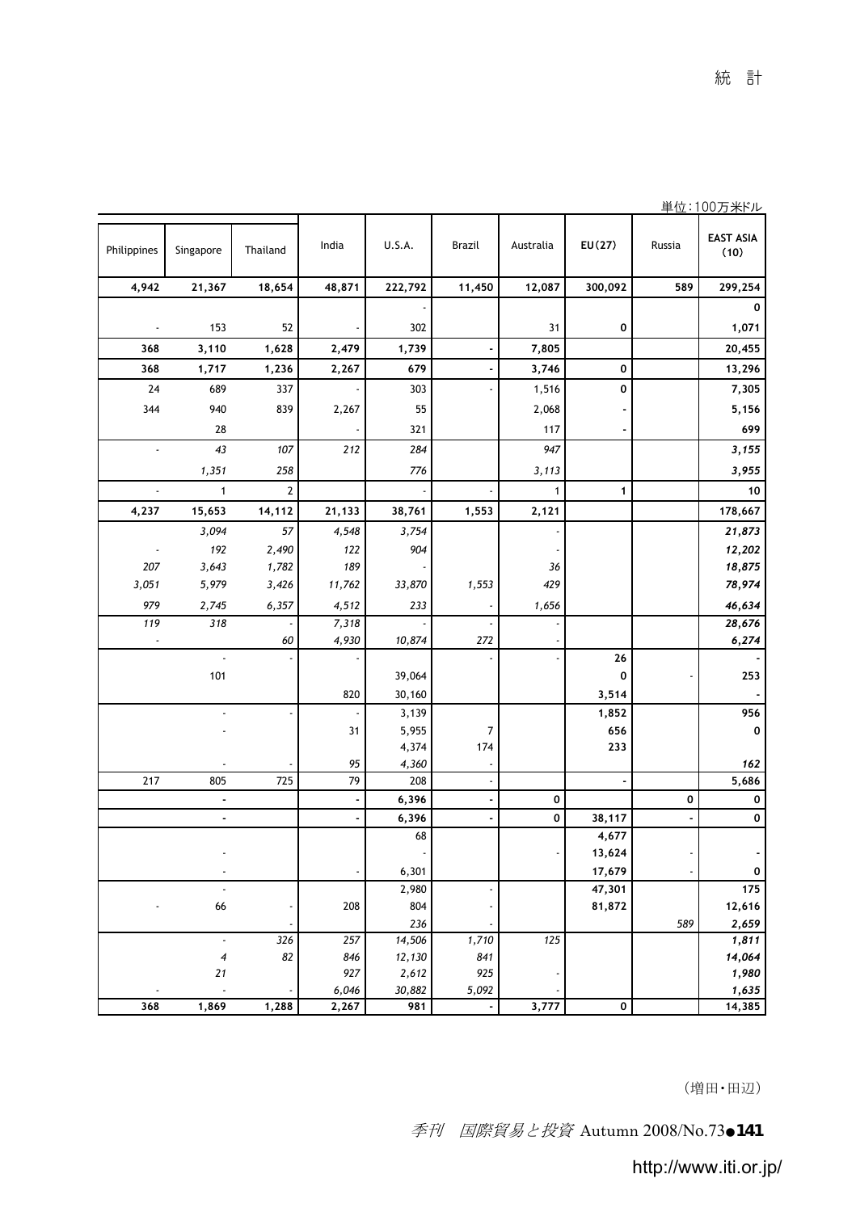単位:100万米ドル

| Philippines | Singapore | Thailand | India | U.S.A. | Brazil | Australia | EU(27) | Russia | EAST ASIA (10) |
|---|---|---|---|---|---|---|---|---|---|
| 4,942 | 21,367 | 18,654 | 48,871 | 222,792 | 11,450 | 12,087 | 300,092 | 589 | 299,254 |
| | | | | - | | | | | 0 |
| - | 153 | 52 | - | 302 | | 31 | 0 | | 1,071 |
| 368 | 3,110 | 1,628 | 2,479 | 1,739 | - | 7,805 | | | 20,455 |
| 368 | 1,717 | 1,236 | 2,267 | 679 | - | 3,746 | 0 | | 13,296 |
| 24 | 689 | 337 | - | 303 | - | 1,516 | 0 | | 7,305 |
| 344 | 940 | 839 | 2,267 | 55 | | 2,068 | - | | 5,156 |
| | 28 | | - | 321 | | 117 | - | | 699 |
| - | *43* | *107* | *212* | *284* | | *947* | | | *3,155* |
| | *1,351* | *258* | | *776* | | *3,113* | | | *3,955* |
| - | 1 | 2 | | - | - | 1 | 1 | | 10 |
| 4,237 | 15,653 | 14,112 | 21,133 | 38,761 | 1,553 | 2,121 | | | 178,667 |
| | *3,094* | *57* | *4,548* | *3,754* | | - | | | *21,873* |
| - | *192* | *2,490* | *122* | *904* | | - | | | *12,202* |
| *207* | *3,643* | *1,782* | *189* | - | | *36* | | | *18,875* |
| *3,051* | *5,979* | *3,426* | *11,762* | *33,870* | *1,553* | *429* | | | *78,974* |
| *979* | *2,745* | *6,357* | *4,512* | *233* | - | *1,656* | | | *46,634* |
| *119* | *318* | - | *7,318* | - | - | - | | | *28,676* |
| - | | *60* | *4,930* | *10,874* | *272* | - | | | *6,274* |
| | - | - | - | | - | - | 26 | | - |
| | 101 | | | 39,064 | | | 0 | - | 253 |
| | | | 820 | 30,160 | | | 3,514 | | - |
| | - | - | - | 3,139 | | | 1,852 | | 956 |
| | - | | 31 | 5,955 | 7 | | 656 | | 0 |
| | | | | 4,374 | 174 | | 233 | | |
| | - | - | 95 | *4,360* | - | | | | *162* |
| 217 | 805 | 725 | 79 | 208 | - | | - | | 5,686 |
| | - | | - | 6,396 | - | 0 | | 0 | 0 |
| | - | | - | 6,396 | - | 0 | 38,117 | - | 0 |
| | | | | 68 | | | 4,677 | | |
| | - | | | - | | - | 13,624 | - | - |
| | - | | - | 6,301 | | | 17,679 | - | 0 |
| | - | | | 2,980 | - | | 47,301 | | 175 |
| - | 66 | - | 208 | 804 | - | | 81,872 | | 12,616 |
| | | - | | *236* | - | | | *589* | *2,659* |
| | - | *326* | *257* | *14,506* | *1,710* | *125* | | | *1,811* |
| | *4* | *82* | *846* | *12,130* | *841* | | | | *14,064* |
| | *21* | | *927* | *2,612* | *925* | - | | | *1,980* |
| - | - | - | *6,046* | *30,882* | *5,092* | - | | | *1,635* |
| 368 | 1,869 | 1,288 | 2,267 | 981 | - | 3,777 | 0 | | 14,385 |

（増田・田辺）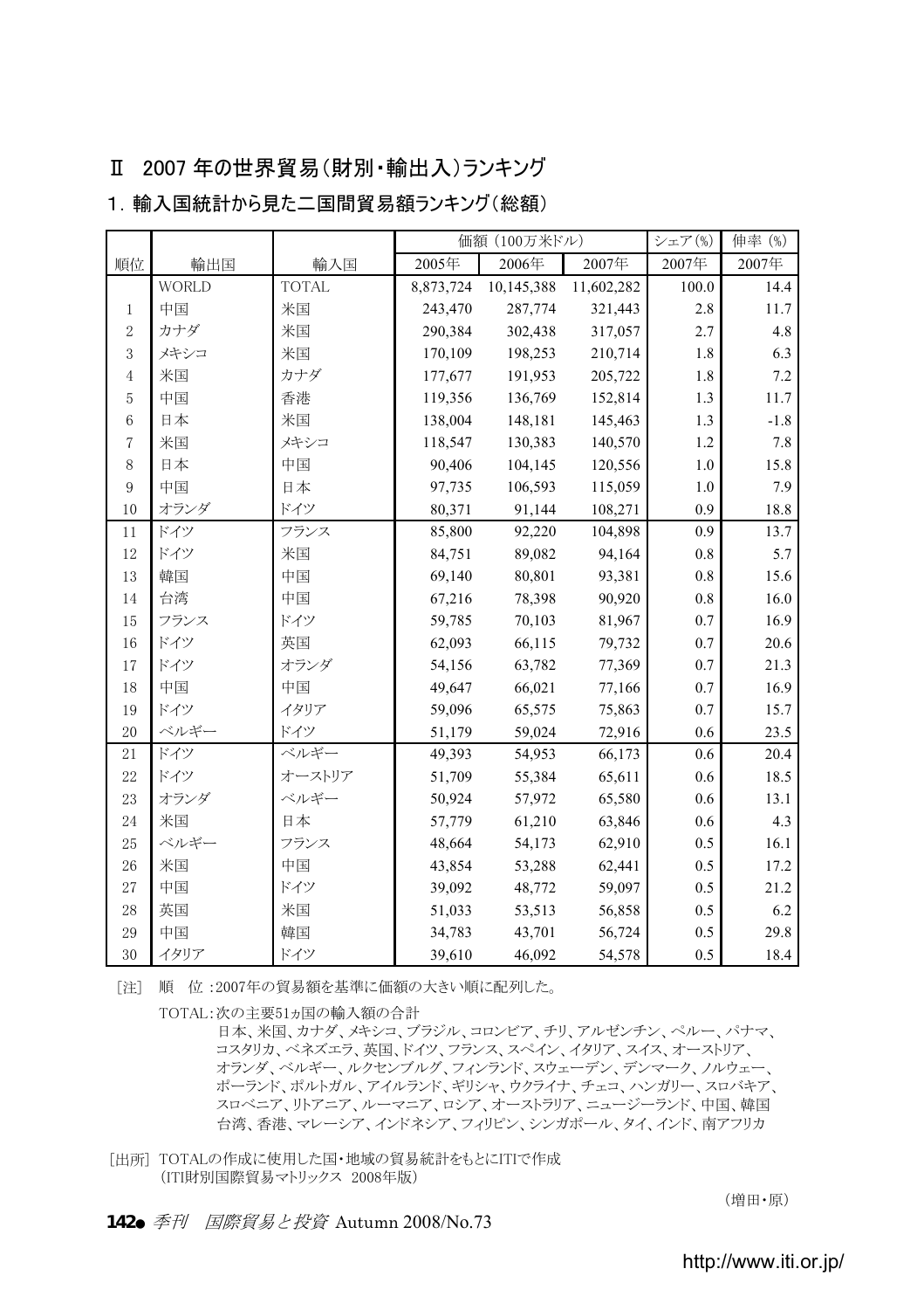## Ⅱ 2007 年の世界貿易（財別・輸出入）ランキング

### 1．輸入国統計から見た二国間貿易額ランキング（総額）

| | | | 価額（100万米ドル） | | | シェア（%） | 伸率（%） |
|---|---|---|---|---|---|---|---|
| 順位 | 輸出国 | 輸入国 | 2005年 | 2006年 | 2007年 | 2007年 | 2007年 |
| | WORLD | TOTAL | 8,873,724 | 10,145,388 | 11,602,282 | 100.0 | 14.4 |
| 1 | 中国 | 米国 | 243,470 | 287,774 | 321,443 | 2.8 | 11.7 |
| 2 | カナダ | 米国 | 290,384 | 302,438 | 317,057 | 2.7 | 4.8 |
| 3 | メキシコ | 米国 | 170,109 | 198,253 | 210,714 | 1.8 | 6.3 |
| 4 | 米国 | カナダ | 177,677 | 191,953 | 205,722 | 1.8 | 7.2 |
| 5 | 中国 | 香港 | 119,356 | 136,769 | 152,814 | 1.3 | 11.7 |
| 6 | 日本 | 米国 | 138,004 | 148,181 | 145,463 | 1.3 | -1.8 |
| 7 | 米国 | メキシコ | 118,547 | 130,383 | 140,570 | 1.2 | 7.8 |
| 8 | 日本 | 中国 | 90,406 | 104,145 | 120,556 | 1.0 | 15.8 |
| 9 | 中国 | 日本 | 97,735 | 106,593 | 115,059 | 1.0 | 7.9 |
| 10 | オランダ | ドイツ | 80,371 | 91,144 | 108,271 | 0.9 | 18.8 |
| 11 | ドイツ | フランス | 85,800 | 92,220 | 104,898 | 0.9 | 13.7 |
| 12 | ドイツ | 米国 | 84,751 | 89,082 | 94,164 | 0.8 | 5.7 |
| 13 | 韓国 | 中国 | 69,140 | 80,801 | 93,381 | 0.8 | 15.6 |
| 14 | 台湾 | 中国 | 67,216 | 78,398 | 90,920 | 0.8 | 16.0 |
| 15 | フランス | ドイツ | 59,785 | 70,103 | 81,967 | 0.7 | 16.9 |
| 16 | ドイツ | 英国 | 62,093 | 66,115 | 79,732 | 0.7 | 20.6 |
| 17 | ドイツ | オランダ | 54,156 | 63,782 | 77,369 | 0.7 | 21.3 |
| 18 | 中国 | 中国 | 49,647 | 66,021 | 77,166 | 0.7 | 16.9 |
| 19 | ドイツ | イタリア | 59,096 | 65,575 | 75,863 | 0.7 | 15.7 |
| 20 | ベルギー | ドイツ | 51,179 | 59,024 | 72,916 | 0.6 | 23.5 |
| 21 | ドイツ | ベルギー | 49,393 | 54,953 | 66,173 | 0.6 | 20.4 |
| 22 | ドイツ | オーストリア | 51,709 | 55,384 | 65,611 | 0.6 | 18.5 |
| 23 | オランダ | ベルギー | 50,924 | 57,972 | 65,580 | 0.6 | 13.1 |
| 24 | 米国 | 日本 | 57,779 | 61,210 | 63,846 | 0.6 | 4.3 |
| 25 | ベルギー | フランス | 48,664 | 54,173 | 62,910 | 0.5 | 16.1 |
| 26 | 米国 | 中国 | 43,854 | 53,288 | 62,441 | 0.5 | 17.2 |
| 27 | 中国 | ドイツ | 39,092 | 48,772 | 59,097 | 0.5 | 21.2 |
| 28 | 英国 | 米国 | 51,033 | 53,513 | 56,858 | 0.5 | 6.2 |
| 29 | 中国 | 韓国 | 34,783 | 43,701 | 56,724 | 0.5 | 29.8 |
| 30 | イタリア | ドイツ | 39,610 | 46,092 | 54,578 | 0.5 | 18.4 |

［注］ 順　位：2007年の貿易額を基準に価額の大きい順に配列した。

TOTAL：次の主要51ヵ国の輸入額の合計
日本、米国、カナダ、メキシコ、ブラジル、コロンビア、チリ、アルゼンチン、ペルー、パナマ、コスタリカ、ベネズエラ、英国、ドイツ、フランス、スペイン、イタリア、スイス、オーストリア、オランダ、ベルギー、ルクセンブルグ、フィンランド、スウェーデン、デンマーク、ノルウェー、ポーランド、ポルトガル、アイルランド、ギリシャ、ウクライナ、チェコ、ハンガリー、スロバキア、スロベニア、リトアニア、ルーマニア、ロシア、オーストラリア、ニュージーランド、中国、韓国、台湾、香港、マレーシア、インドネシア、フィリピン、シンガポール、タイ、インド、南アフリカ

［出所］ TOTALの作成に使用した国・地域の貿易統計をもとにITIで作成
（ITI財別国際貿易マトリックス 2008年版）

（増田・原）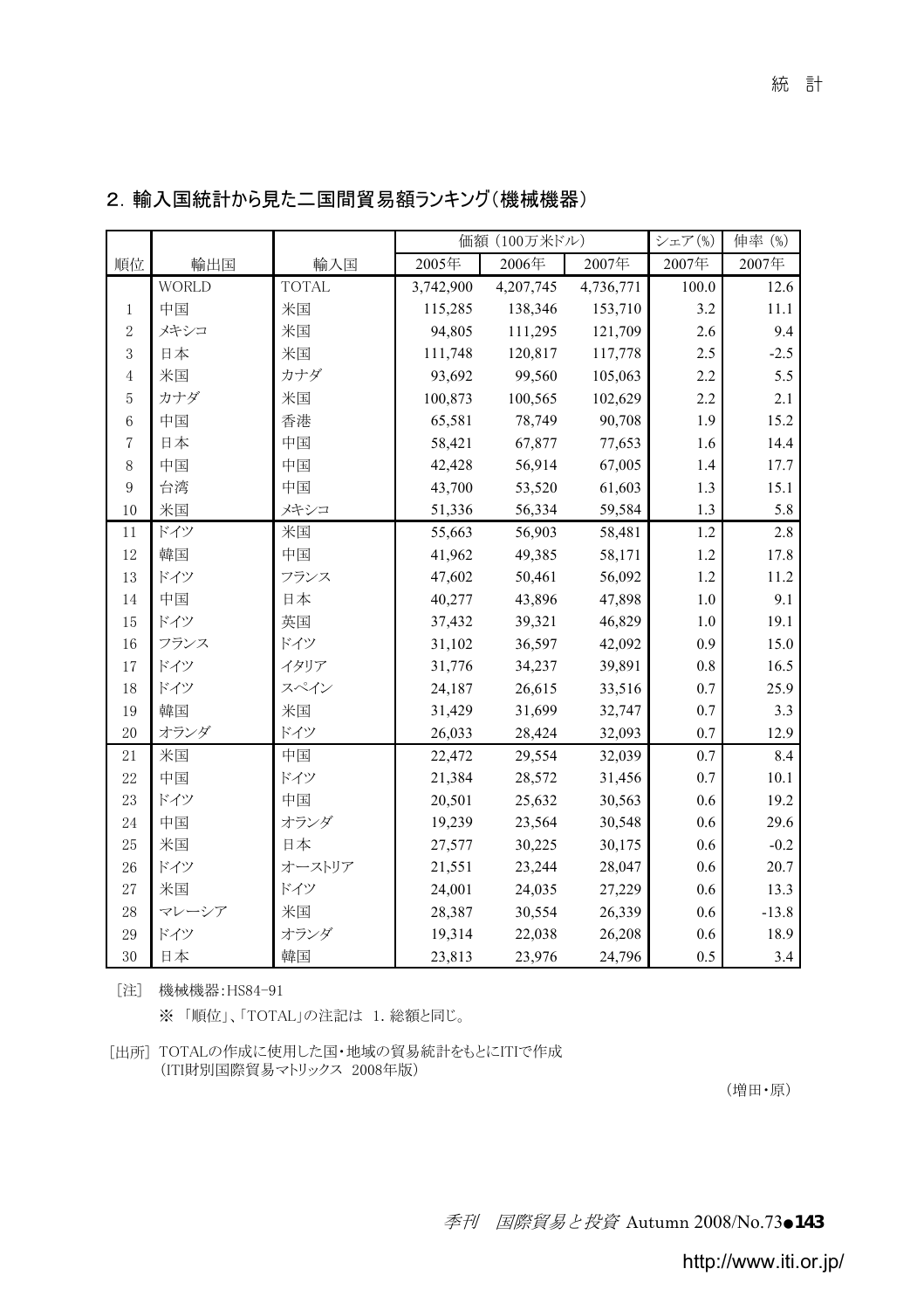## 2. 輸入国統計から見た二国間貿易額ランキング（機械機器）

| 順位 | 輸出国 | 輸入国 | 価額（100万米ドル） | | | シェア(%) | 伸率 (%) |
|---|---|---|---|---|---|---|---|
| | | | 2005年 | 2006年 | 2007年 | 2007年 | 2007年 |
| | WORLD | TOTAL | 3,742,900 | 4,207,745 | 4,736,771 | 100.0 | 12.6 |
| 1 | 中国 | 米国 | 115,285 | 138,346 | 153,710 | 3.2 | 11.1 |
| 2 | メキシコ | 米国 | 94,805 | 111,295 | 121,709 | 2.6 | 9.4 |
| 3 | 日本 | 米国 | 111,748 | 120,817 | 117,778 | 2.5 | -2.5 |
| 4 | 米国 | カナダ | 93,692 | 99,560 | 105,063 | 2.2 | 5.5 |
| 5 | カナダ | 米国 | 100,873 | 100,565 | 102,629 | 2.2 | 2.1 |
| 6 | 中国 | 香港 | 65,581 | 78,749 | 90,708 | 1.9 | 15.2 |
| 7 | 日本 | 中国 | 58,421 | 67,877 | 77,653 | 1.6 | 14.4 |
| 8 | 中国 | 中国 | 42,428 | 56,914 | 67,005 | 1.4 | 17.7 |
| 9 | 台湾 | 中国 | 43,700 | 53,520 | 61,603 | 1.3 | 15.1 |
| 10 | 米国 | メキシコ | 51,336 | 56,334 | 59,584 | 1.3 | 5.8 |
| 11 | ドイツ | 米国 | 55,663 | 56,903 | 58,481 | 1.2 | 2.8 |
| 12 | 韓国 | 中国 | 41,962 | 49,385 | 58,171 | 1.2 | 17.8 |
| 13 | ドイツ | フランス | 47,602 | 50,461 | 56,092 | 1.2 | 11.2 |
| 14 | 中国 | 日本 | 40,277 | 43,896 | 47,898 | 1.0 | 9.1 |
| 15 | ドイツ | 英国 | 37,432 | 39,321 | 46,829 | 1.0 | 19.1 |
| 16 | フランス | ドイツ | 31,102 | 36,597 | 42,092 | 0.9 | 15.0 |
| 17 | ドイツ | イタリア | 31,776 | 34,237 | 39,891 | 0.8 | 16.5 |
| 18 | ドイツ | スペイン | 24,187 | 26,615 | 33,516 | 0.7 | 25.9 |
| 19 | 韓国 | 米国 | 31,429 | 31,699 | 32,747 | 0.7 | 3.3 |
| 20 | オランダ | ドイツ | 26,033 | 28,424 | 32,093 | 0.7 | 12.9 |
| 21 | 米国 | 中国 | 22,472 | 29,554 | 32,039 | 0.7 | 8.4 |
| 22 | 中国 | ドイツ | 21,384 | 28,572 | 31,456 | 0.7 | 10.1 |
| 23 | ドイツ | 中国 | 20,501 | 25,632 | 30,563 | 0.6 | 19.2 |
| 24 | 中国 | オランダ | 19,239 | 23,564 | 30,548 | 0.6 | 29.6 |
| 25 | 米国 | 日本 | 27,577 | 30,225 | 30,175 | 0.6 | -0.2 |
| 26 | ドイツ | オーストリア | 21,551 | 23,244 | 28,047 | 0.6 | 20.7 |
| 27 | 米国 | ドイツ | 24,001 | 24,035 | 27,229 | 0.6 | 13.3 |
| 28 | マレーシア | 米国 | 28,387 | 30,554 | 26,339 | 0.6 | -13.8 |
| 29 | ドイツ | オランダ | 19,314 | 22,038 | 26,208 | 0.6 | 18.9 |
| 30 | 日本 | 韓国 | 23,813 | 23,976 | 24,796 | 0.5 | 3.4 |

［注］ 機械機器：HS84-91

※ 「順位」、「TOTAL」の注記は 1. 総額と同じ。

［出所］ TOTALの作成に使用した国・地域の貿易統計をもとにITIで作成
（ITI財別国際貿易マトリックス 2008年版）

（増田・原）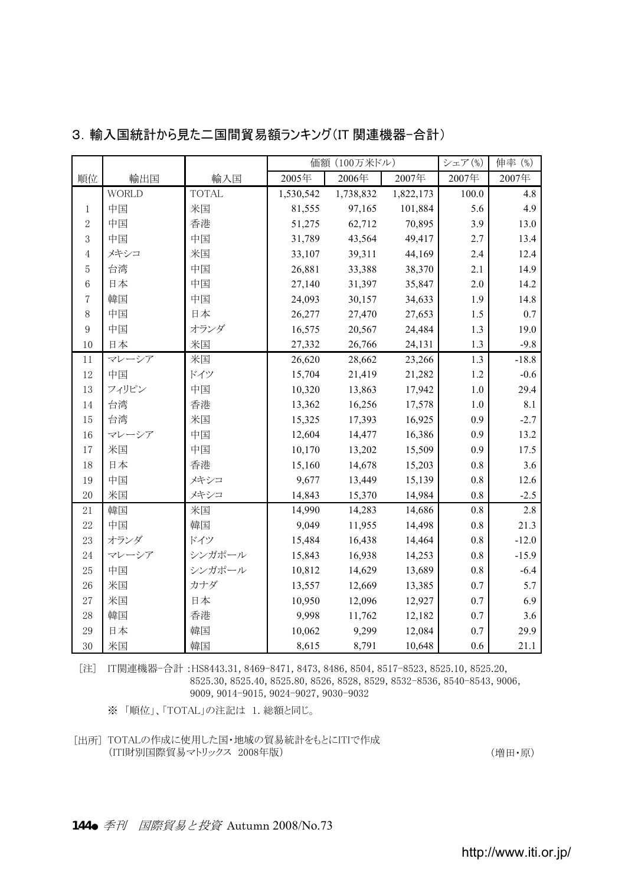## 3. 輸入国統計から見た二国間貿易額ランキング（IT 関連機器−合計）

| | | | 価額（100万米ドル） | | | シェア（%） | 伸率（%） |
|---|---|---|---|---|---|---|---|
| 順位 | 輸出国 | 輸入国 | 2005年 | 2006年 | 2007年 | 2007年 | 2007年 |
| | WORLD | TOTAL | 1,530,542 | 1,738,832 | 1,822,173 | 100.0 | 4.8 |
| 1 | 中国 | 米国 | 81,555 | 97,165 | 101,884 | 5.6 | 4.9 |
| 2 | 中国 | 香港 | 51,275 | 62,712 | 70,895 | 3.9 | 13.0 |
| 3 | 中国 | 中国 | 31,789 | 43,564 | 49,417 | 2.7 | 13.4 |
| 4 | メキシコ | 米国 | 33,107 | 39,311 | 44,169 | 2.4 | 12.4 |
| 5 | 台湾 | 中国 | 26,881 | 33,388 | 38,370 | 2.1 | 14.9 |
| 6 | 日本 | 中国 | 27,140 | 31,397 | 35,847 | 2.0 | 14.2 |
| 7 | 韓国 | 中国 | 24,093 | 30,157 | 34,633 | 1.9 | 14.8 |
| 8 | 中国 | 日本 | 26,277 | 27,470 | 27,653 | 1.5 | 0.7 |
| 9 | 中国 | オランダ | 16,575 | 20,567 | 24,484 | 1.3 | 19.0 |
| 10 | 日本 | 米国 | 27,332 | 26,766 | 24,131 | 1.3 | -9.8 |
| 11 | マレーシア | 米国 | 26,620 | 28,662 | 23,266 | 1.3 | -18.8 |
| 12 | 中国 | ドイツ | 15,704 | 21,419 | 21,282 | 1.2 | -0.6 |
| 13 | フィリピン | 中国 | 10,320 | 13,863 | 17,942 | 1.0 | 29.4 |
| 14 | 台湾 | 香港 | 13,362 | 16,256 | 17,578 | 1.0 | 8.1 |
| 15 | 台湾 | 米国 | 15,325 | 17,393 | 16,925 | 0.9 | -2.7 |
| 16 | マレーシア | 中国 | 12,604 | 14,477 | 16,386 | 0.9 | 13.2 |
| 17 | 米国 | 中国 | 10,170 | 13,202 | 15,509 | 0.9 | 17.5 |
| 18 | 日本 | 香港 | 15,160 | 14,678 | 15,203 | 0.8 | 3.6 |
| 19 | 中国 | メキシコ | 9,677 | 13,449 | 15,139 | 0.8 | 12.6 |
| 20 | 米国 | メキシコ | 14,843 | 15,370 | 14,984 | 0.8 | -2.5 |
| 21 | 韓国 | 米国 | 14,990 | 14,283 | 14,686 | 0.8 | 2.8 |
| 22 | 中国 | 韓国 | 9,049 | 11,955 | 14,498 | 0.8 | 21.3 |
| 23 | オランダ | ドイツ | 15,484 | 16,438 | 14,464 | 0.8 | -12.0 |
| 24 | マレーシア | シンガポール | 15,843 | 16,938 | 14,253 | 0.8 | -15.9 |
| 25 | 中国 | シンガポール | 10,812 | 14,629 | 13,689 | 0.8 | -6.4 |
| 26 | 米国 | カナダ | 13,557 | 12,669 | 13,385 | 0.7 | 5.7 |
| 27 | 米国 | 日本 | 10,950 | 12,096 | 12,927 | 0.7 | 6.9 |
| 28 | 韓国 | 香港 | 9,998 | 11,762 | 12,182 | 0.7 | 3.6 |
| 29 | 日本 | 韓国 | 10,062 | 9,299 | 12,084 | 0.7 | 29.9 |
| 30 | 米国 | 韓国 | 8,615 | 8,791 | 10,648 | 0.6 | 21.1 |

［注］ IT関連機器−合計 :HS8443.31, 8469-8471, 8473, 8486, 8504, 8517-8523, 8525.10, 8525.20, 8525.30, 8525.40, 8525.80, 8526, 8528, 8529, 8532-8536, 8540-8543, 9006, 9009, 9014-9015, 9024-9027, 9030-9032

※ 「順位」、「TOTAL」の注記は 1. 総額と同じ。

［出所］ TOTALの作成に使用した国・地域の貿易統計をもとにITIで作成
（ITI財別国際貿易マトリックス 2008年版）

（増田・原）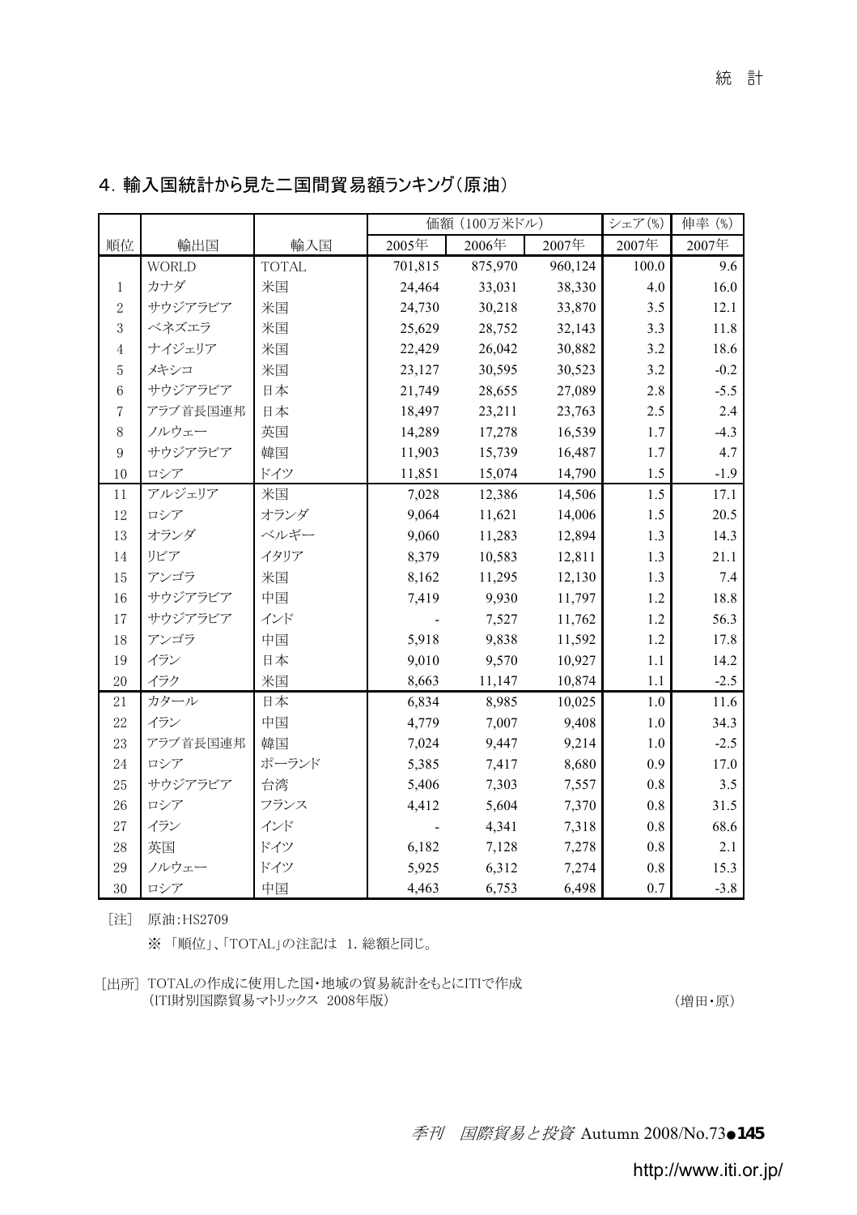## 4. 輸入国統計から見た二国間貿易額ランキング(原油)

| | | | 価額(100万米ドル) | | | シェア(%) | 伸率(%) |
|---|---|---|---|---|---|---|---|
| 順位 | 輸出国 | 輸入国 | 2005年 | 2006年 | 2007年 | 2007年 | 2007年 |
| | WORLD | TOTAL | 701,815 | 875,970 | 960,124 | 100.0 | 9.6 |
| 1 | カナダ | 米国 | 24,464 | 33,031 | 38,330 | 4.0 | 16.0 |
| 2 | サウジアラビア | 米国 | 24,730 | 30,218 | 33,870 | 3.5 | 12.1 |
| 3 | ベネズエラ | 米国 | 25,629 | 28,752 | 32,143 | 3.3 | 11.8 |
| 4 | ナイジェリア | 米国 | 22,429 | 26,042 | 30,882 | 3.2 | 18.6 |
| 5 | メキシコ | 米国 | 23,127 | 30,595 | 30,523 | 3.2 | -0.2 |
| 6 | サウジアラビア | 日本 | 21,749 | 28,655 | 27,089 | 2.8 | -5.5 |
| 7 | アラブ首長国連邦 | 日本 | 18,497 | 23,211 | 23,763 | 2.5 | 2.4 |
| 8 | ノルウェー | 英国 | 14,289 | 17,278 | 16,539 | 1.7 | -4.3 |
| 9 | サウジアラビア | 韓国 | 11,903 | 15,739 | 16,487 | 1.7 | 4.7 |
| 10 | ロシア | ドイツ | 11,851 | 15,074 | 14,790 | 1.5 | -1.9 |
| 11 | アルジェリア | 米国 | 7,028 | 12,386 | 14,506 | 1.5 | 17.1 |
| 12 | ロシア | オランダ | 9,064 | 11,621 | 14,006 | 1.5 | 20.5 |
| 13 | オランダ | ベルギー | 9,060 | 11,283 | 12,894 | 1.3 | 14.3 |
| 14 | リビア | イタリア | 8,379 | 10,583 | 12,811 | 1.3 | 21.1 |
| 15 | アンゴラ | 米国 | 8,162 | 11,295 | 12,130 | 1.3 | 7.4 |
| 16 | サウジアラビア | 中国 | 7,419 | 9,930 | 11,797 | 1.2 | 18.8 |
| 17 | サウジアラビア | インド | - | 7,527 | 11,762 | 1.2 | 56.3 |
| 18 | アンゴラ | 中国 | 5,918 | 9,838 | 11,592 | 1.2 | 17.8 |
| 19 | イラン | 日本 | 9,010 | 9,570 | 10,927 | 1.1 | 14.2 |
| 20 | イラク | 米国 | 8,663 | 11,147 | 10,874 | 1.1 | -2.5 |
| 21 | カタール | 日本 | 6,834 | 8,985 | 10,025 | 1.0 | 11.6 |
| 22 | イラン | 中国 | 4,779 | 7,007 | 9,408 | 1.0 | 34.3 |
| 23 | アラブ首長国連邦 | 韓国 | 7,024 | 9,447 | 9,214 | 1.0 | -2.5 |
| 24 | ロシア | ポーランド | 5,385 | 7,417 | 8,680 | 0.9 | 17.0 |
| 25 | サウジアラビア | 台湾 | 5,406 | 7,303 | 7,557 | 0.8 | 3.5 |
| 26 | ロシア | フランス | 4,412 | 5,604 | 7,370 | 0.8 | 31.5 |
| 27 | イラン | インド | - | 4,341 | 7,318 | 0.8 | 68.6 |
| 28 | 英国 | ドイツ | 6,182 | 7,128 | 7,278 | 0.8 | 2.1 |
| 29 | ノルウェー | ドイツ | 5,925 | 6,312 | 7,274 | 0.8 | 15.3 |
| 30 | ロシア | 中国 | 4,463 | 6,753 | 6,498 | 0.7 | -3.8 |

[注] 原油:HS2709

※ 「順位」、「TOTAL」の注記は 1. 総額と同じ。

[出所] TOTALの作成に使用した国・地域の貿易統計をもとにITIで作成
(ITI財別国際貿易マトリックス 2008年版)

(増田・原)